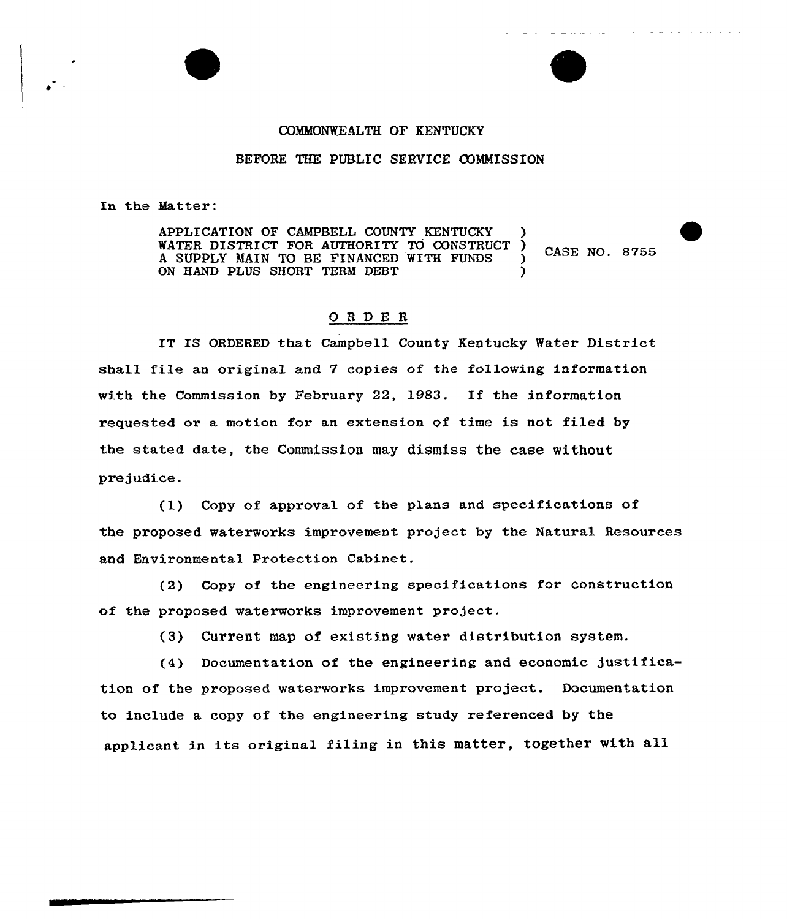COMMONWEALTH OF KENTUCKY

BEFORE THE PUBLIC SERVICE COMMISSION

In the Matter:

| | | |
|---|---|---|
| APPLICATION OF CAMPBELL COUNTY KENTUCKY WATER DISTRICT FOR AUTHORITY TO CONSTRUCT A SUPPLY MAIN TO BE FINANCED WITH FUNDS ON HAND PLUS SHORT TERM DEBT | ) ) ) ) | CASE NO. 8755 |

O R D E R

IT IS ORDERED that Campbell County Kentucky Water District shall file an original and 7 copies of the following information with the Commission by February 22, 1983. If the information requested or a motion for an extension of time is not filed by the stated date, the Commission may dismiss the case without prejudice.

(1) Copy of approval of the plans and specifications of the proposed waterworks improvement project by the Natural Resources and Environmental Protection Cabinet.

(2) Copy of the engineering specifications for construction of the proposed waterworks improvement project.

(3) Current map of existing water distribution system.

(4) Documentation of the engineering and economic justification of the proposed waterworks improvement project. Documentation to include a copy of the engineering study referenced by the applicant in its original filing in this matter, together with all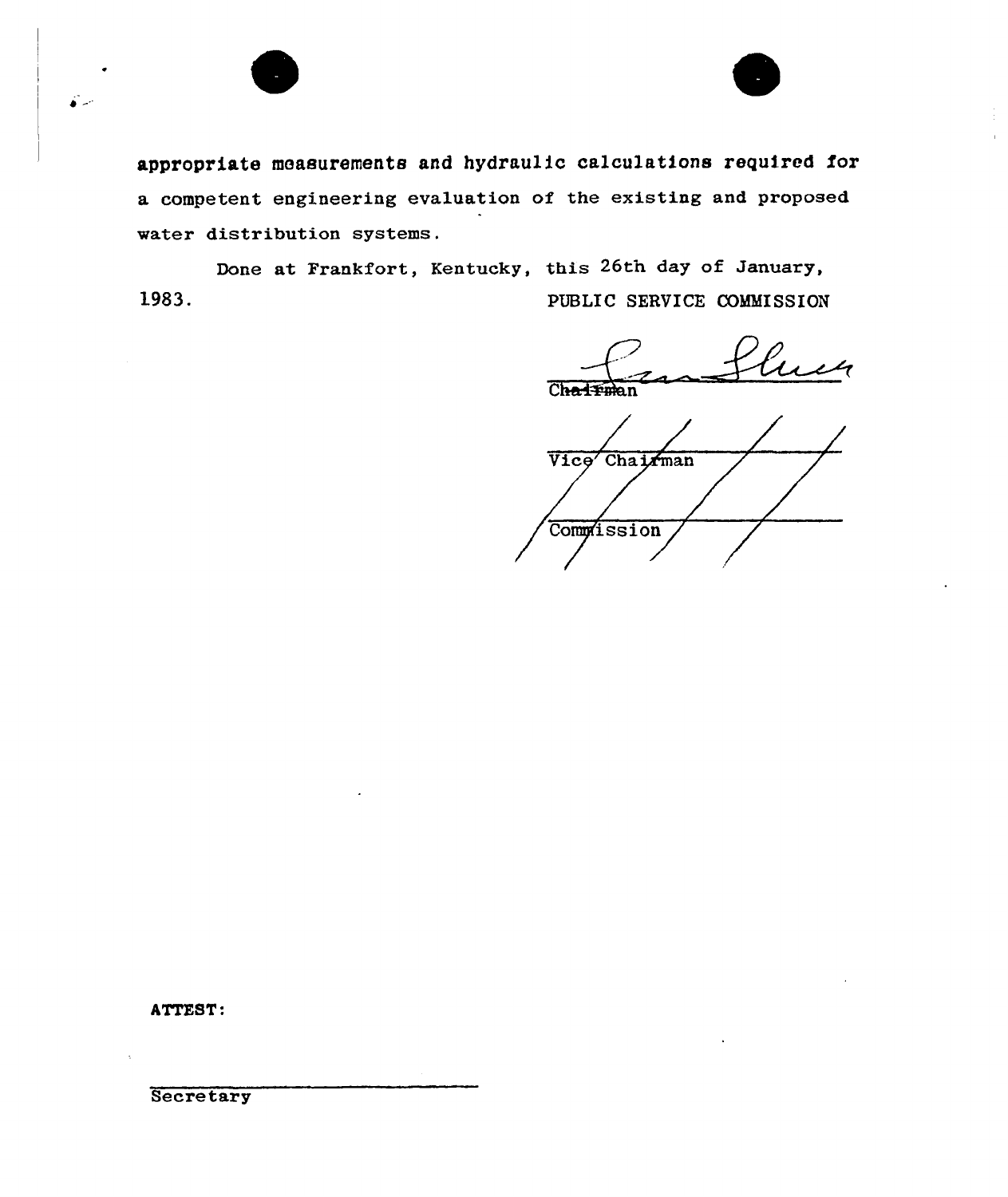appropriate measurements and hydraulic calculations required for a competent engineering evaluation of the existing and proposed water distribution systems.

Done at Frankfort, Kentucky, this 26th day of January, 1983.

PUBLIC SERVICE COMMISSION

Chairman

Vice Chairman

Commission

ATTEST:

Secretary